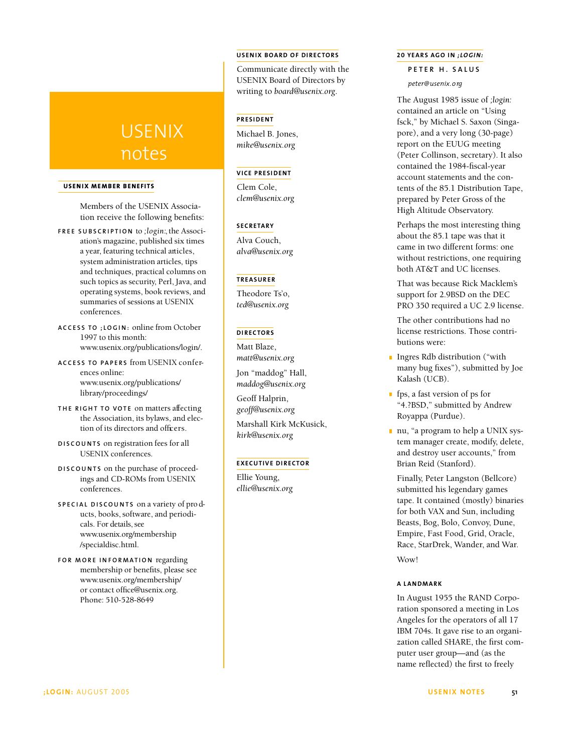# USENIX notes

### USENIX MEMBER BENEFITS

Members of the USENIX Association receive the following benefits:

**FREE SUBSCRIPTION** to *;login:*, the Association's magazine, published six times a year, featuring technical articles, system administration articles, tips and techniques, practical columns on such topics as security, Perl, Java, and operating systems, book reviews, and summaries of sessions at USENIX conferences.

**ACCESS TO ;LOGIN:** online from October 1997 to this month: www.usenix.org/publications/login/.

**ACCESS TO PAPERS** from USENIX conferences online: www.usenix.org/publications/library/proceedings/

**THE RIGHT TO VOTE** on matters affecting the Association, its bylaws, and election of its directors and officers.

**DISCOUNTS** on registration fees for all USENIX conferences.

**DISCOUNTS** on the purchase of proceedings and CD-ROMs from USENIX conferences.

**SPECIAL DISCOUNTS** on a variety of products, books, software, and periodicals. For details, see www.usenix.org/membership/specialdisc.html.

**FOR MORE INFORMATION** regarding membership or benefits, please see www.usenix.org/membership/ or contact office@usenix.org. Phone: 510-528-8649

### USENIX BOARD OF DIRECTORS

Communicate directly with the USENIX Board of Directors by writing to *board@usenix.org*.

**PRESIDENT**

Michael B. Jones, *mike@usenix.org*

**VICE PRESIDENT**

Clem Cole, *clem@usenix.org*

**SECRETARY**

Alva Couch, *alva@usenix.org*

**TREASURER**

Theodore Ts'o, *ted@usenix.org*

**DIRECTORS**

Matt Blaze, *matt@usenix.org*

Jon "maddog" Hall, *maddog@usenix.org*

Geoff Halprin, *geoff@usenix.org*

Marshall Kirk McKusick, *kirk@usenix.org*

**EXECUTIVE DIRECTOR**

Ellie Young, *ellie@usenix.org*

### 20 YEARS AGO IN *;LOGIN:*

**PETER H. SALUS**

*peter@usenix.org*

The August 1985 issue of *;login:* contained an article on "Using fsck," by Michael S. Saxon (Singapore), and a very long (30-page) report on the EUUG meeting (Peter Collinson, secretary). It also contained the 1984-fiscal-year account statements and the contents of the 85.1 Distribution Tape, prepared by Peter Gross of the High Altitude Observatory.

Perhaps the most interesting thing about the 85.1 tape was that it came in two different forms: one without restrictions, one requiring both AT&T and UC licenses.

That was because Rick Macklem's support for 2.9BSD on the DEC PRO 350 required a UC 2.9 license.

The other contributions had no license restrictions. Those contributions were:

- Ingres Rdb distribution ("with many bug fixes"), submitted by Joe Kalash (UCB).
- fps, a fast version of ps for "4.?BSD," submitted by Andrew Royappa (Purdue).
- nu, "a program to help a UNIX system manager create, modify, delete, and destroy user accounts," from Brian Reid (Stanford).

Finally, Peter Langston (Bellcore) submitted his legendary games tape. It contained (mostly) binaries for both VAX and Sun, including Beasts, Bog, Bolo, Convoy, Dune, Empire, Fast Food, Grid, Oracle, Race, StarDrek, Wander, and War.

Wow!

**A LANDMARK**

In August 1955 the RAND Corporation sponsored a meeting in Los Angeles for the operators of all 17 IBM 704s. It gave rise to an organization called SHARE, the first computer user group—and (as the name reflected) the first to freely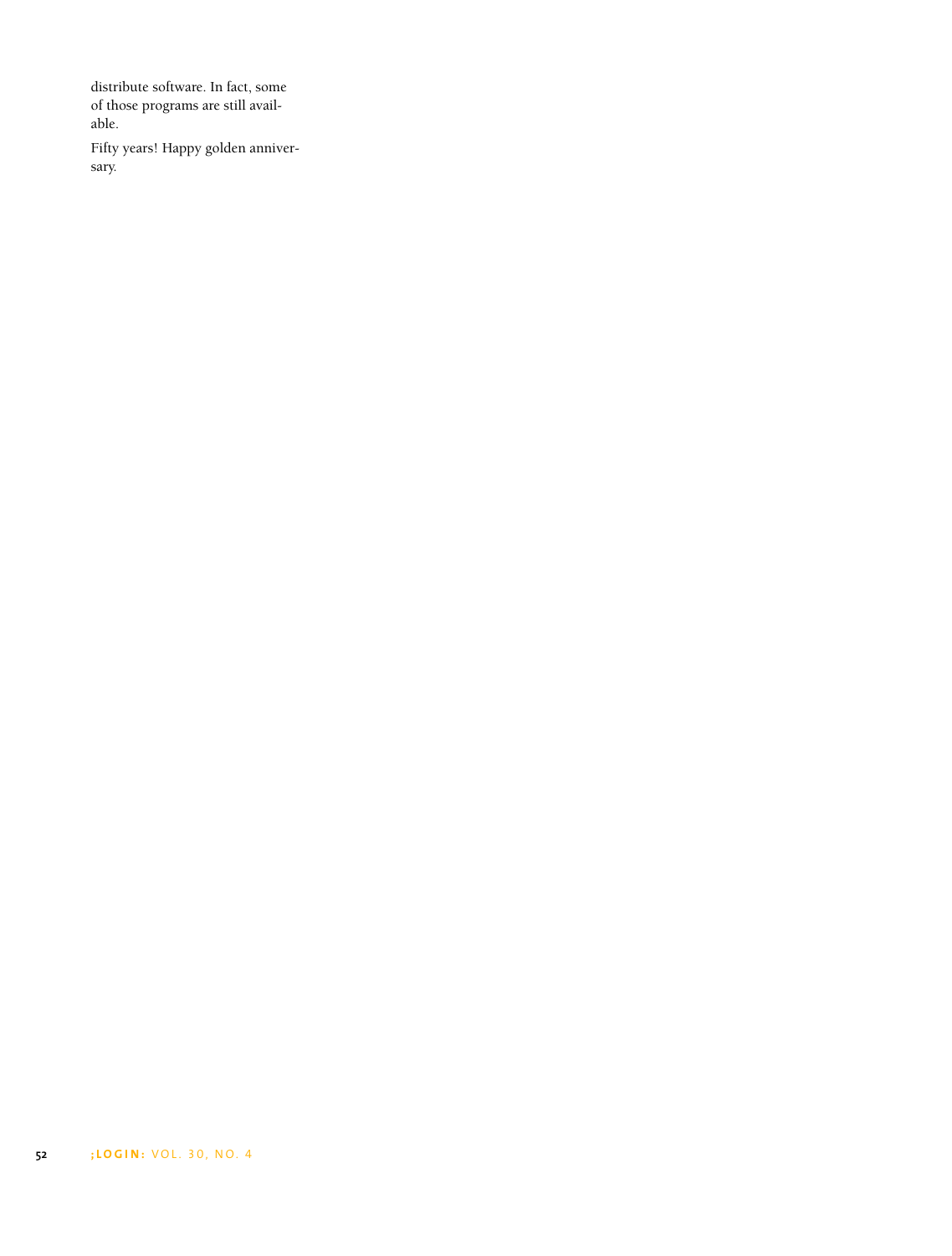distribute software. In fact, some of those programs are still available.

Fifty years! Happy golden anniversary.